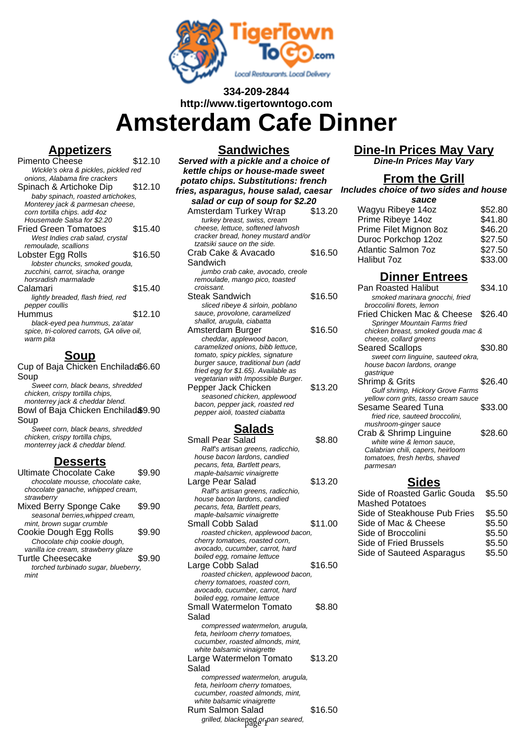334-209-2844
http://www.tigertowntogo.com

# Amsterdam Cafe Dinner

## Appetizers

Pimento Cheese $12.10
*Wickle's okra & pickles, pickled red onions, Alabama fire crackers*

Spinach & Artichoke Dip $12.10
*baby spinach, roasted artichokes, Monterey jack & parmesan cheese, corn tortilla chips. add 4oz Housemade Salsa for $2.20*

Fried Green Tomatoes $15.40
*West Indies crab salad, crystal remoulade, scallions*

Lobster Egg Rolls $16.50
*lobster chuncks, smoked gouda, zucchini, carrot, siracha, orange horsradish marmalade*

Calamari $15.40
*lightly breaded, flash fried, red pepper coullis*

Hummus $12.10
*black-eyed pea hummus, za'atar spice, tri-colored carrots, GA olive oil, warm pita*

## Soup

Cup of Baja Chicken Enchilada Soup $6.60
*Sweet corn, black beans, shredded chicken, crispy tortilla chips, monterrey jack & cheddar blend.*

Bowl of Baja Chicken Enchilada Soup $9.90
*Sweet corn, black beans, shredded chicken, crispy tortilla chips, monterrey jack & cheddar blend.*

## Desserts

Ultimate Chocolate Cake $9.90
*chocolate mousse, chocolate cake, chocolate ganache, whipped cream, strawberry*

Mixed Berry Sponge Cake $9.90
*seasonal berries,whipped cream, mint, brown sugar crumble*

Cookie Dough Egg Rolls $9.90
*Chocolate chip cookie dough, vanilla ice cream, strawberry glaze*

Turtle Cheesecake $9.90
*torched turbinado sugar, blueberry, mint*

## Sandwiches

***Served with a pickle and a choice of kettle chips or house-made sweet potato chips. Substitutions: french fries, asparagus, house salad, caesar salad or cup of soup for $2.20***

Amsterdam Turkey Wrap $13.20
*turkey breast, swiss, cream cheese, lettuce, softened lahvosh cracker bread, honey mustard and/or tzatsiki sauce on the side.*

Crab Cake & Avacado Sandwich $16.50
*jumbo crab cake, avocado, creole remoulade, mango pico, toasted croissant.*

Steak Sandwich $16.50
*sliced ribeye & sirloin, poblano sauce, provolone, caramelized shallot, arugula, ciabatta*

Amsterdam Burger $16.50
*cheddar, applewood bacon, caramelized onions, bibb lettuce, tomato, spicy pickles, signature burger sauce, traditional bun (add fried egg for $1.65). Available as vegetarian with Impossible Burger.*

Pepper Jack Chicken $13.20
*seasoned chicken, applewood bacon, pepper jack, roasted red pepper aioli, toasted ciabatta*

## Salads

Small Pear Salad $8.80
*Ralf's artisan greens, radicchio, house bacon lardons, candied pecans, feta, Bartlett pears, maple-balsamic vinaigrette*

Large Pear Salad $13.20
*Ralf's artisan greens, radicchio, house bacon lardons, candied pecans, feta, Bartlett pears, maple-balsamic vinaigrette*

Small Cobb Salad $11.00
*roasted chicken, applewood bacon, cherry tomatoes, roasted corn, avocado, cucumber, carrot, hard boiled egg, romaine lettuce*

Large Cobb Salad $16.50
*roasted chicken, applewood bacon, cherry tomatoes, roasted corn, avocado, cucumber, carrot, hard boiled egg, romaine lettuce*

Small Watermelon Tomato Salad $8.80
*compressed watermelon, arugula, feta, heirloom cherry tomatoes, cucumber, roasted almonds, mint, white balsamic vinaigrette*

Large Watermelon Tomato Salad $13.20
*compressed watermelon, arugula, feta, heirloom cherry tomatoes, cucumber, roasted almonds, mint, white balsamic vinaigrette*

Rum Salmon Salad $16.50
*grilled, blackened or pan seared,*

## Dine-In Prices May Vary

***Dine-In Prices May Vary***

## From the Grill

***Includes choice of two sides and house sauce***

| Item | Price |
| --- | --- |
| Wagyu Ribeye 14oz | $52.80 |
| Prime Ribeye 14oz | $41.80 |
| Prime Filet Mignon 8oz | $46.20 |
| Duroc Porkchop 12oz | $27.50 |
| Atlantic Salmon 7oz | $27.50 |
| Halibut 7oz | $33.00 |

## Dinner Entrees

Pan Roasted Halibut $34.10
*smoked marinara gnocchi, fried broccolini florets, lemon*

Fried Chicken Mac & Cheese $26.40
*Springer Mountain Farms fried chicken breast, smoked gouda mac & cheese, collard greens*

Seared Scallops $30.80
*sweet corn linguine, sauteed okra, house bacon lardons, orange gastrique*

Shrimp & Grits $26.40
*Gulf shrimp, Hickory Grove Farms yellow corn grits, tasso cream sauce*

Sesame Seared Tuna $33.00
*fried rice, sauteed broccolini, mushroom-ginger sauce*

Crab & Shrimp Linguine $28.60
*white wine & lemon sauce, Calabrian chili, capers, heirloom tomatoes, fresh herbs, shaved parmesan*

## Sides

| Item | Price |
| --- | --- |
| Side of Roasted Garlic Gouda Mashed Potatoes | $5.50 |
| Side of Steakhouse Pub Fries | $5.50 |
| Side of Mac & Cheese | $5.50 |
| Side of Broccolini | $5.50 |
| Side of Fried Brussels | $5.50 |
| Side of Sauteed Asparagus | $5.50 |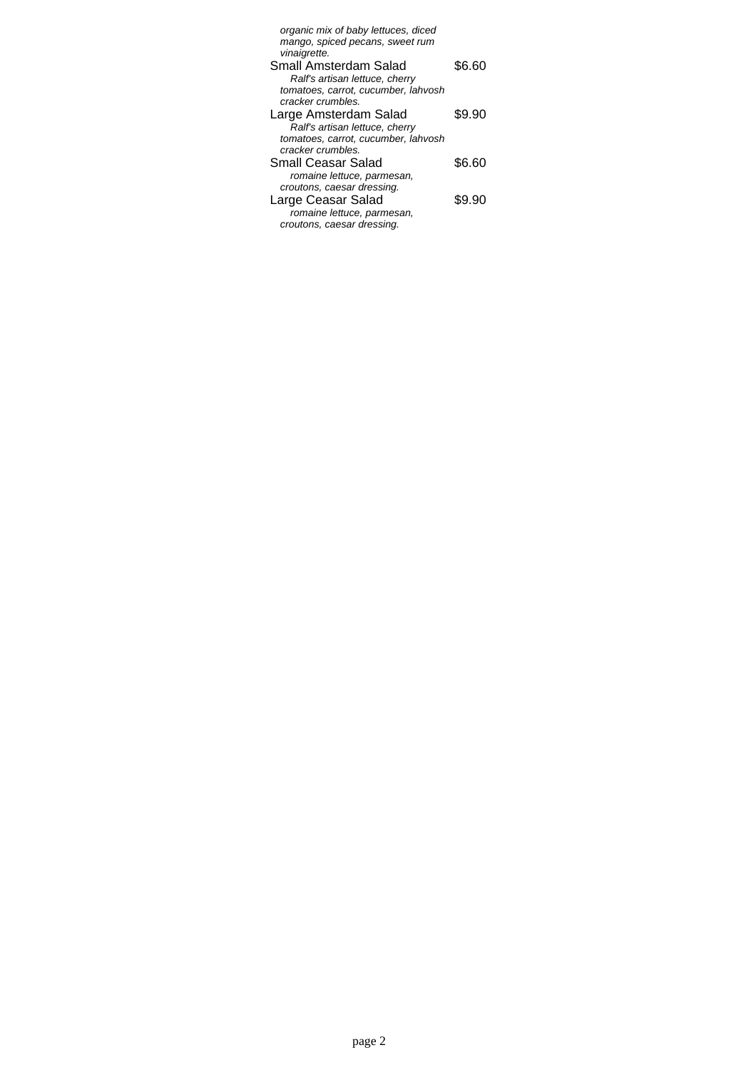*organic mix of baby lettuces, diced mango, spiced pecans, sweet rum vinaigrette.*

Small Amsterdam Salad $6.60

*Ralf's artisan lettuce, cherry tomatoes, carrot, cucumber, lahvosh cracker crumbles.*

Large Amsterdam Salad $9.90

*Ralf's artisan lettuce, cherry tomatoes, carrot, cucumber, lahvosh cracker crumbles.*

Small Ceasar Salad $6.60

*romaine lettuce, parmesan, croutons, caesar dressing.*

Large Ceasar Salad $9.90

*romaine lettuce, parmesan, croutons, caesar dressing.*